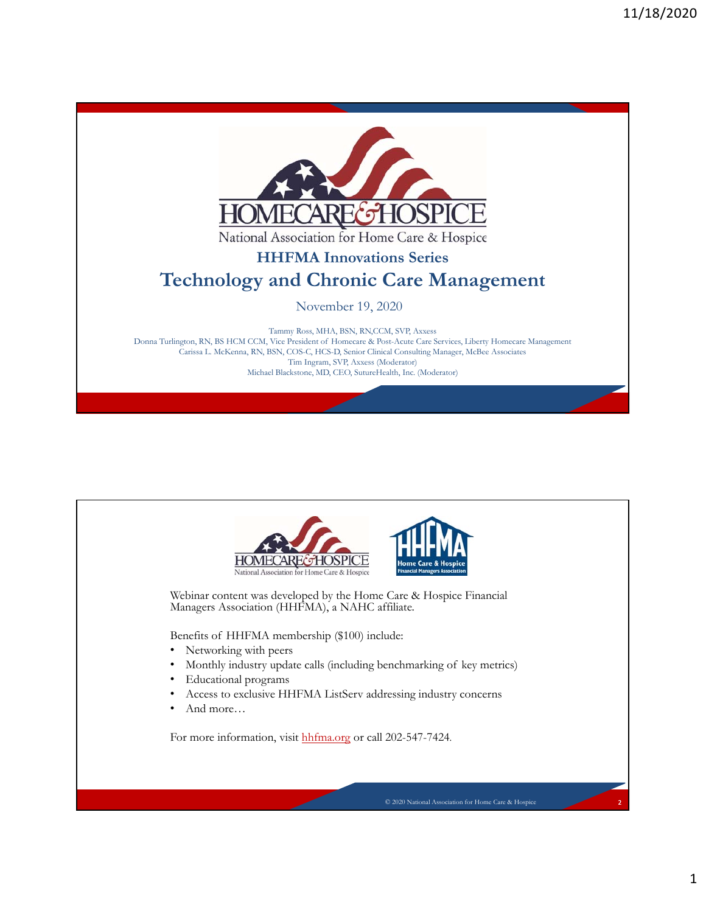HOMECARE & HOSPICE

National Association for Home Care & Hospice

## HHFMA Innovations Series

# Technology and Chronic Care Management

November 19, 2020

Tammy Ross, MHA, BSN, RN,CCM, SVP, Axxess
Donna Turlington, RN, BS HCM CCM, Vice President of Homecare & Post-Acute Care Services, Liberty Homecare Management
Carissa L. McKenna, RN, BSN, COS-C, HCS-D, Senior Clinical Consulting Manager, McBee Associates
Tim Ingram, SVP, Axxess (Moderator)
Michael Blackstone, MD, CEO, SutureHealth, Inc. (Moderator)

---

HOMECARE & HOSPICE
National Association for Home Care & Hospice

HHFMA
Home Care & Hospice Financial Managers Association

Webinar content was developed by the Home Care & Hospice Financial Managers Association (HHFMA), a NAHC affiliate.

Benefits of HHFMA membership ($100) include:

- Networking with peers
- Monthly industry update calls (including benchmarking of key metrics)
- Educational programs
- Access to exclusive HHFMA ListServ addressing industry concerns
- And more…

For more information, visit hhfma.org or call 202-547-7424.

© 2020 National Association for Home Care & Hospice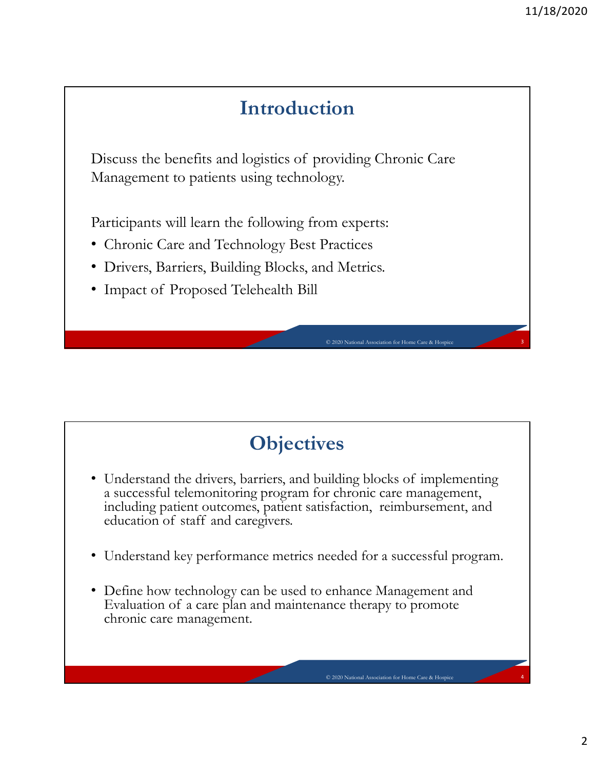# Introduction

Discuss the benefits and logistics of providing Chronic Care Management to patients using technology.

Participants will learn the following from experts:

- Chronic Care and Technology Best Practices
- Drivers, Barriers, Building Blocks, and Metrics.
- Impact of Proposed Telehealth Bill

# Objectives

- Understand the drivers, barriers, and building blocks of implementing a successful telemonitoring program for chronic care management, including patient outcomes, patient satisfaction, reimbursement, and education of staff and caregivers.
- Understand key performance metrics needed for a successful program.
- Define how technology can be used to enhance Management and Evaluation of a care plan and maintenance therapy to promote chronic care management.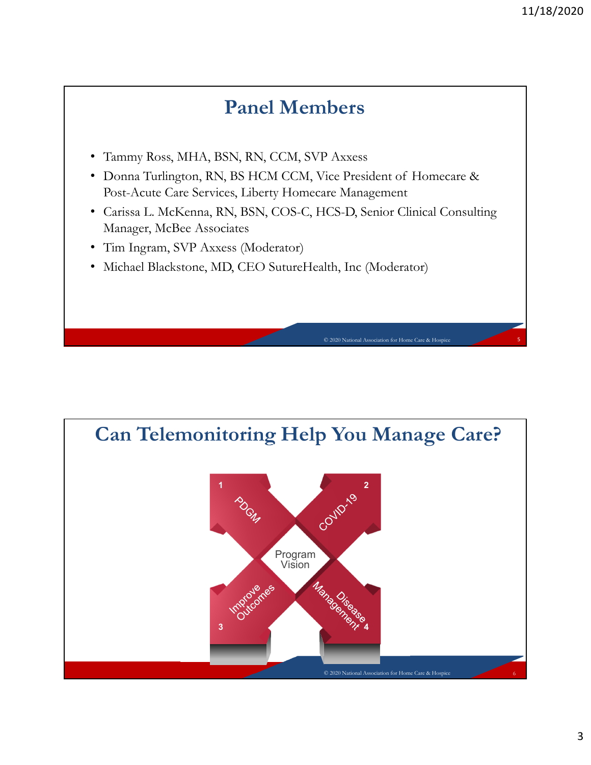## Panel Members

- Tammy Ross, MHA, BSN, RN, CCM, SVP Axxess
- Donna Turlington, RN, BS HCM CCM, Vice President of Homecare & Post-Acute Care Services, Liberty Homecare Management
- Carissa L. McKenna, RN, BSN, COS-C, HCS-D, Senior Clinical Consulting Manager, McBee Associates
- Tim Ingram, SVP Axxess (Moderator)
- Michael Blackstone, MD, CEO SutureHealth, Inc (Moderator)

© 2020 National Association for Home Care & Hospice

## Can Telemonitoring Help You Manage Care?

1 PDGM

2 COVID-19

Program Vision

3 Improve Outcomes

4 Disease Management

© 2020 National Association for Home Care & Hospice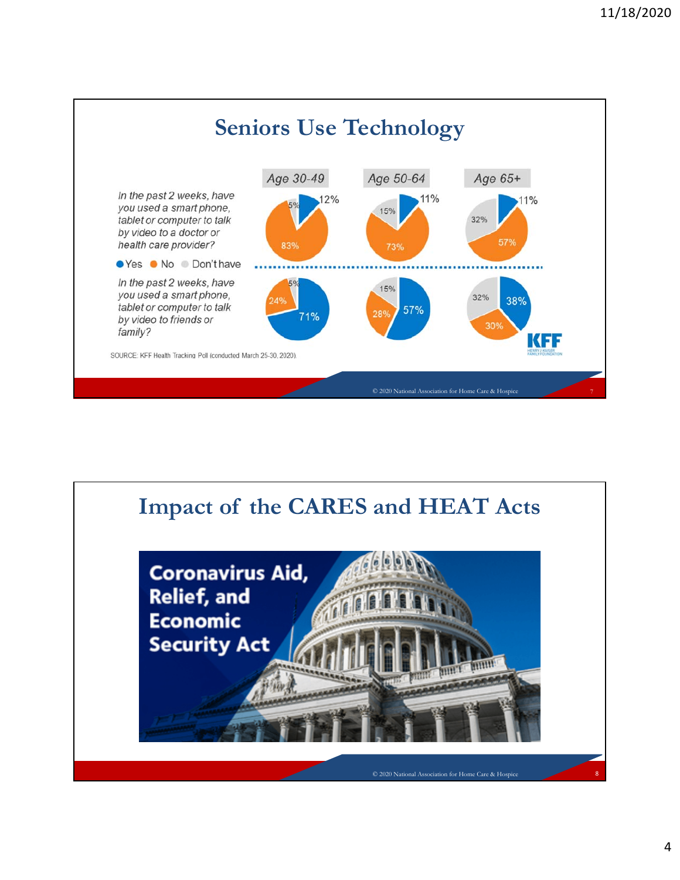# Seniors Use Technology

Age 30-49

Age 50-64

Age 65+

*In the past 2 weeks, have you used a smart phone, tablet or computer to talk by video to a doctor or health care provider?*

5% 12% 83%

15% 11% 73%

32% 11% 57%

● Yes ● No ● Don't have

*In the past 2 weeks, have you used a smart phone, tablet or computer to talk by video to friends or family?*

5% 24% 71%

15% 28% 57%

32% 38% 30%

KFF HENRY J KAISER FAMILY FOUNDATION

SOURCE: KFF Health Tracking Poll (conducted March 25-30, 2020).

© 2020 National Association for Home Care & Hospice

# Impact of the CARES and HEAT Acts

Coronavirus Aid, Relief, and Economic Security Act

© 2020 National Association for Home Care & Hospice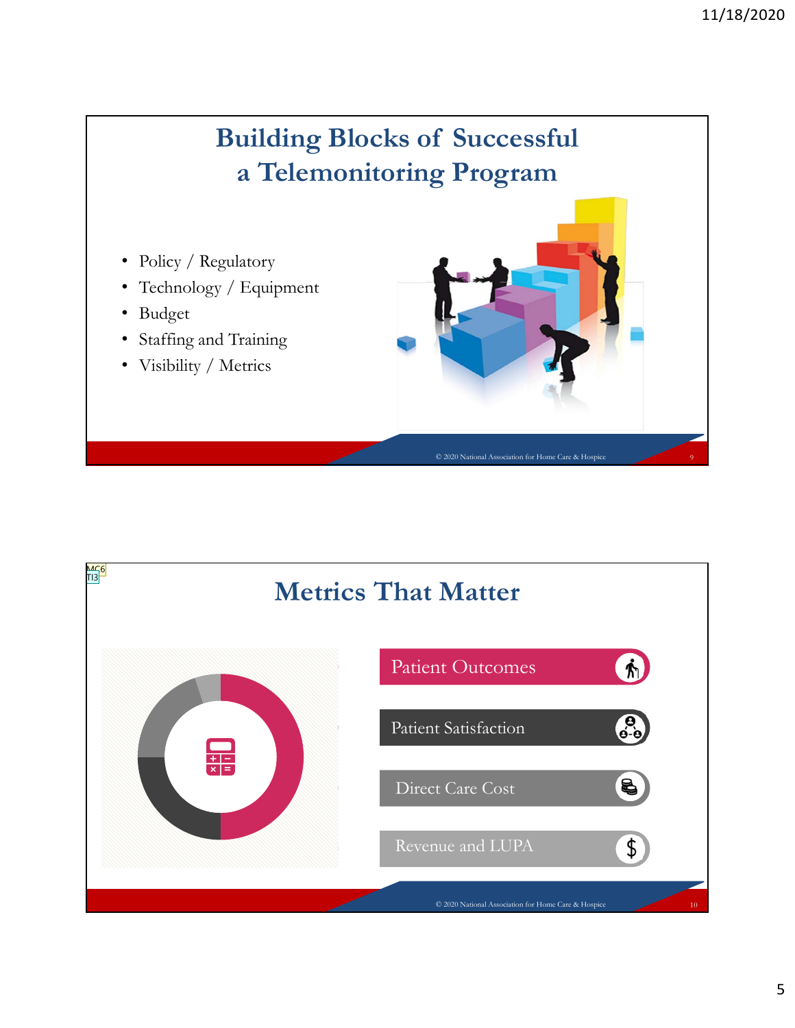# Building Blocks of Successful a Telemonitoring Program

- Policy / Regulatory
- Technology / Equipment
- Budget
- Staffing and Training
- Visibility / Metrics

# Metrics That Matter

Patient Outcomes

Patient Satisfaction

Direct Care Cost

Revenue and LUPA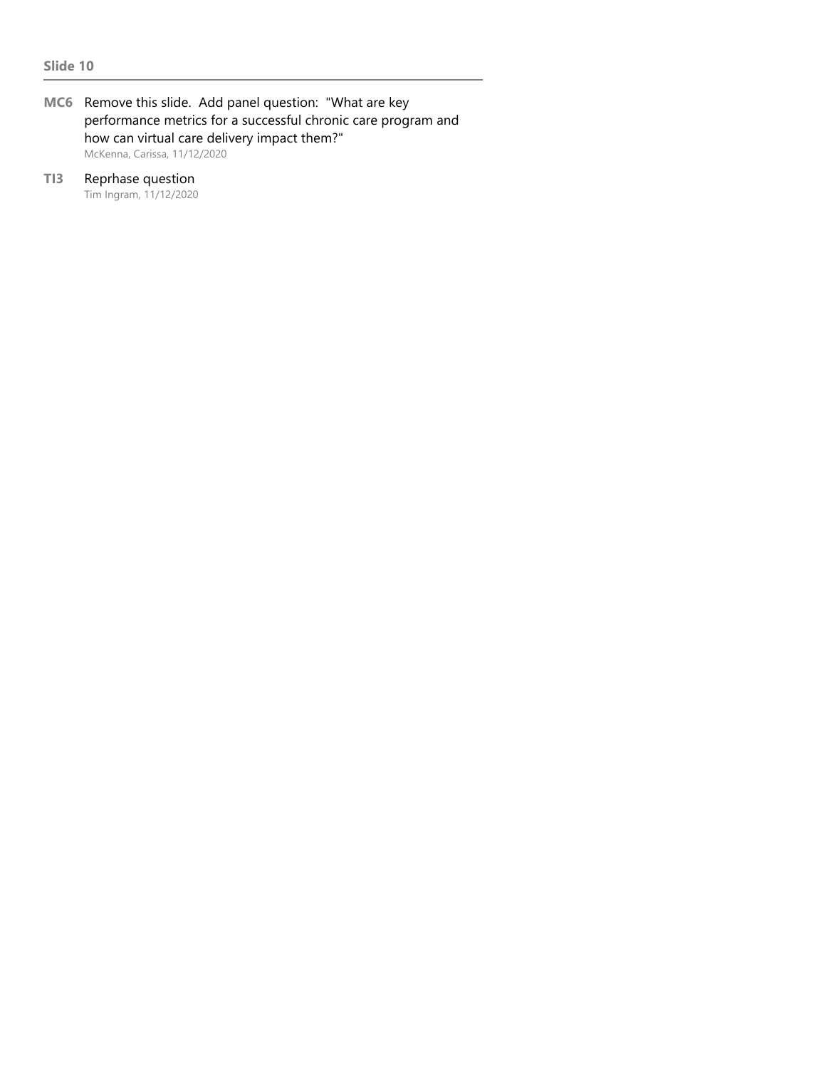**Slide 10**

---

**MC6** Remove this slide. Add panel question: "What are key performance metrics for a successful chronic care program and how can virtual care delivery impact them?"
McKenna, Carissa, 11/12/2020

**TI3** Reprhase question
Tim Ingram, 11/12/2020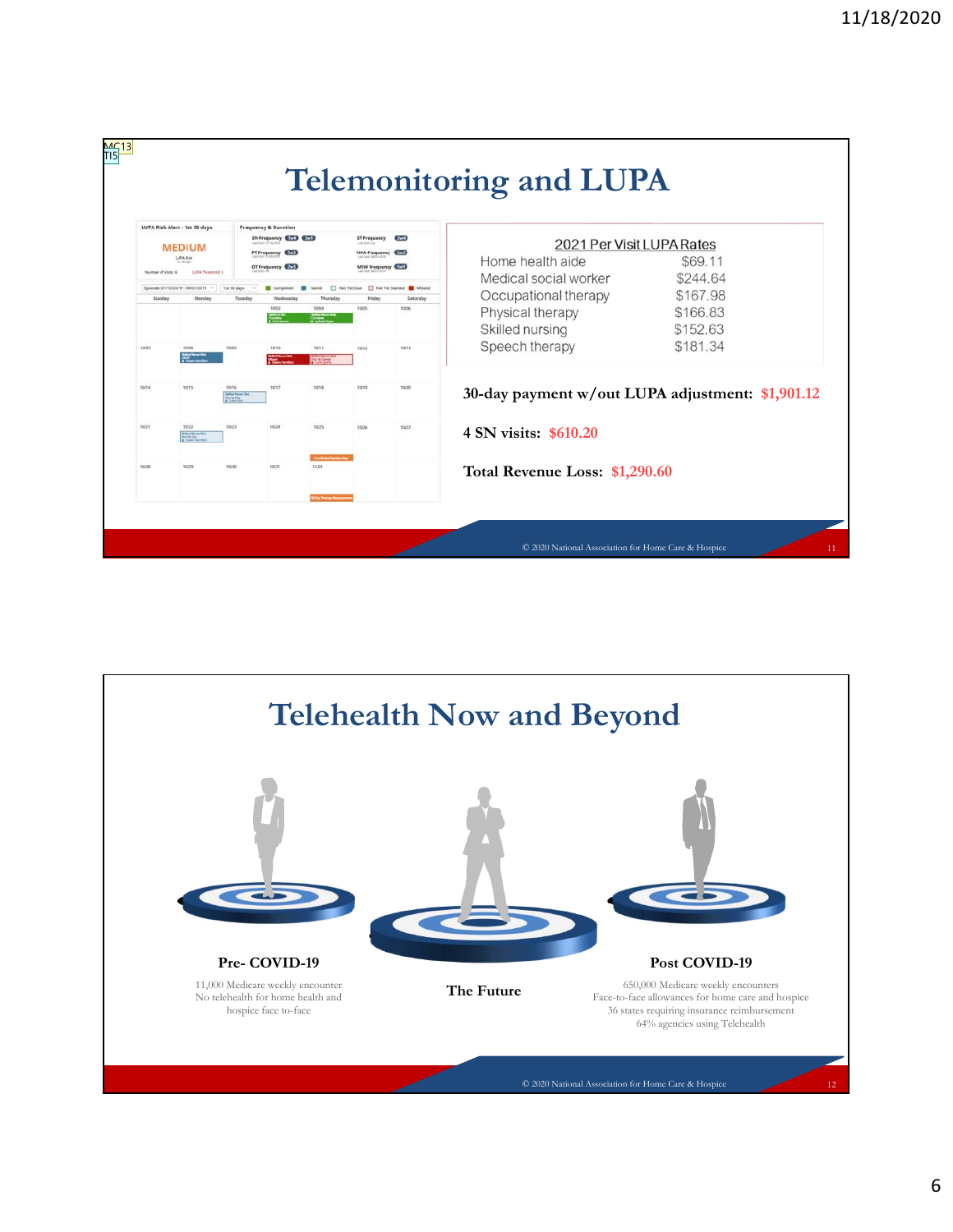# Telemonitoring and LUPA

| 2021 Per Visit LUPA Rates | |
|---|---|
| Home health aide | $69.11 |
| Medical social worker | $244.64 |
| Occupational therapy | $167.98 |
| Physical therapy | $166.83 |
| Skilled nursing | $152.63 |
| Speech therapy | $181.34 |

**30-day payment w/out LUPA adjustment:** $1,901.12

**4 SN visits:** $610.20

**Total Revenue Loss:** $1,290.60

# Telehealth Now and Beyond

**Pre- COVID-19**

11,000 Medicare weekly encounter
No telehealth for home health and hospice face to-face

**The Future**

**Post COVID-19**

650,000 Medicare weekly encounters
Face-to-face allowances for home care and hospice
36 states requiring insurance reimbursement
64% agencies using Telehealth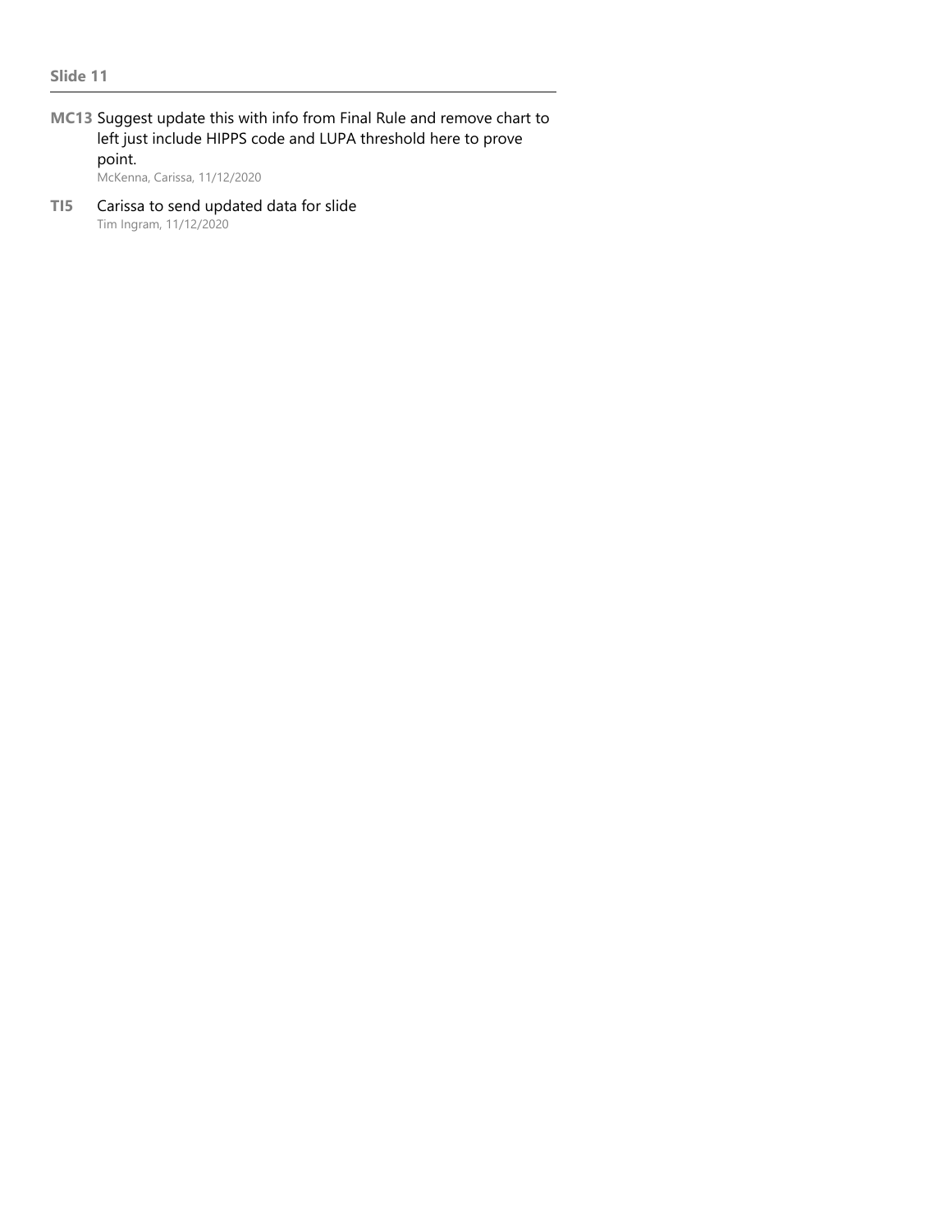**Slide 11**

**MC13** Suggest update this with info from Final Rule and remove chart to left just include HIPPS code and LUPA threshold here to prove point.
McKenna, Carissa, 11/12/2020

**TI5** Carissa to send updated data for slide
Tim Ingram, 11/12/2020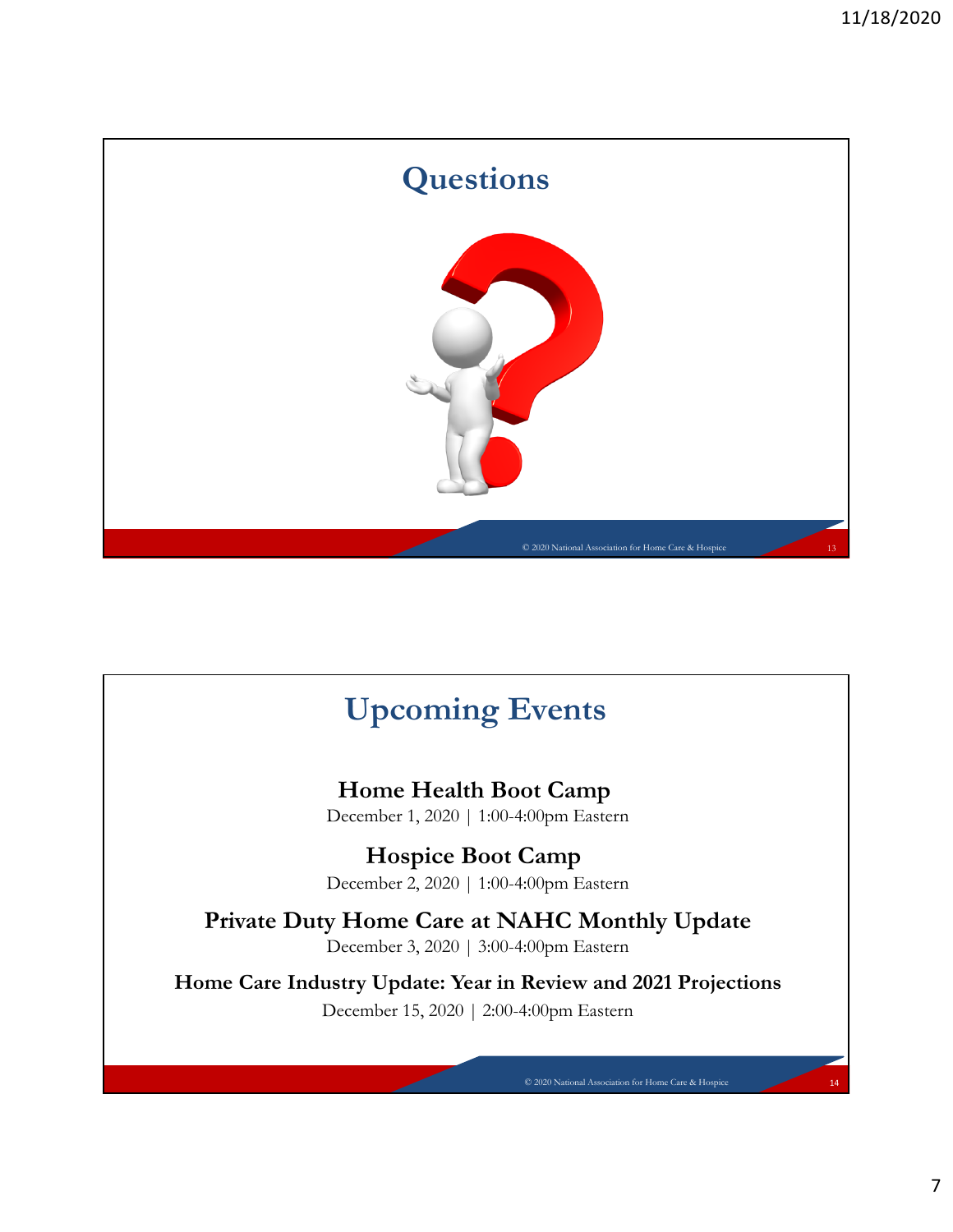## Questions

## Upcoming Events

**Home Health Boot Camp**
December 1, 2020 | 1:00-4:00pm Eastern

**Hospice Boot Camp**
December 2, 2020 | 1:00-4:00pm Eastern

**Private Duty Home Care at NAHC Monthly Update**
December 3, 2020 | 3:00-4:00pm Eastern

**Home Care Industry Update: Year in Review and 2021 Projections**
December 15, 2020 | 2:00-4:00pm Eastern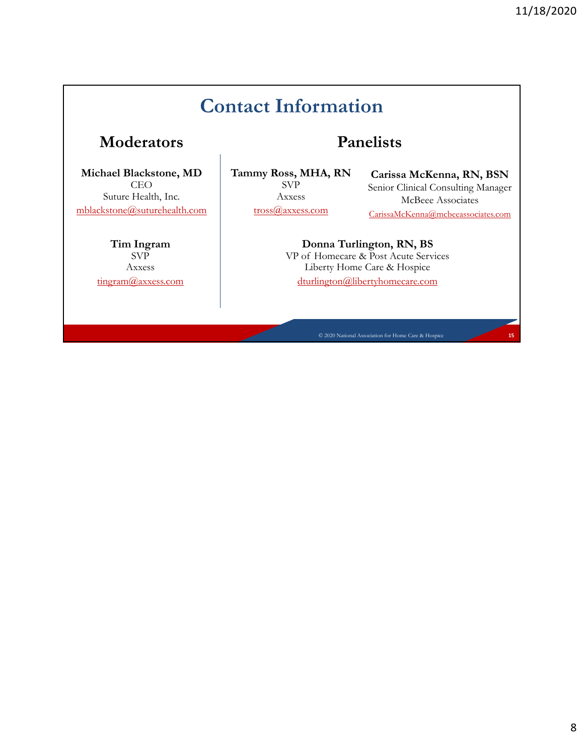# Contact Information

## Moderators

**Michael Blackstone, MD**
CEO
Suture Health, Inc.
mblackstone@suturehealth.com

**Tim Ingram**
SVP
Axxess
tingram@axxess.com

## Panelists

**Tammy Ross, MHA, RN**
SVP
Axxess
tross@axxess.com

**Carissa McKenna, RN, BSN**
Senior Clinical Consulting Manager
McBeee Associates
CarissaMcKenna@mcbeeassociates.com

**Donna Turlington, RN, BS**
VP of Homecare & Post Acute Services
Liberty Home Care & Hospice
dturlington@libertyhomecare.com

© 2020 National Association for Home Care & Hospice